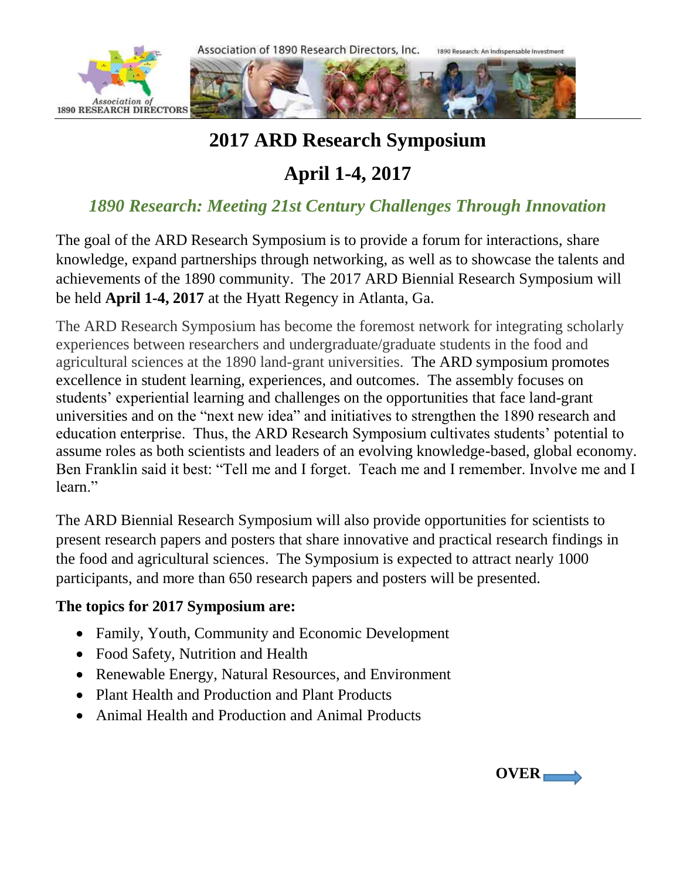Association of 1890 Research Directors, Inc.

1890 Research: An Indispensable Investment

# 2017 ARD Research Symposium

# April 1-4, 2017

## *1890 Research: Meeting 21st Century Challenges Through Innovation*

The goal of the ARD Research Symposium is to provide a forum for interactions, share knowledge, expand partnerships through networking, as well as to showcase the talents and achievements of the 1890 community. The 2017 ARD Biennial Research Symposium will be held **April 1-4, 2017** at the Hyatt Regency in Atlanta, Ga.

The ARD Research Symposium has become the foremost network for integrating scholarly experiences between researchers and undergraduate/graduate students in the food and agricultural sciences at the 1890 land-grant universities. The ARD symposium promotes excellence in student learning, experiences, and outcomes. The assembly focuses on students' experiential learning and challenges on the opportunities that face land-grant universities and on the "next new idea" and initiatives to strengthen the 1890 research and education enterprise. Thus, the ARD Research Symposium cultivates students' potential to assume roles as both scientists and leaders of an evolving knowledge-based, global economy. Ben Franklin said it best: "Tell me and I forget. Teach me and I remember. Involve me and I learn."

The ARD Biennial Research Symposium will also provide opportunities for scientists to present research papers and posters that share innovative and practical research findings in the food and agricultural sciences. The Symposium is expected to attract nearly 1000 participants, and more than 650 research papers and posters will be presented.

**The topics for 2017 Symposium are:**

- Family, Youth, Community and Economic Development
- Food Safety, Nutrition and Health
- Renewable Energy, Natural Resources, and Environment
- Plant Health and Production and Plant Products
- Animal Health and Production and Animal Products

**OVER**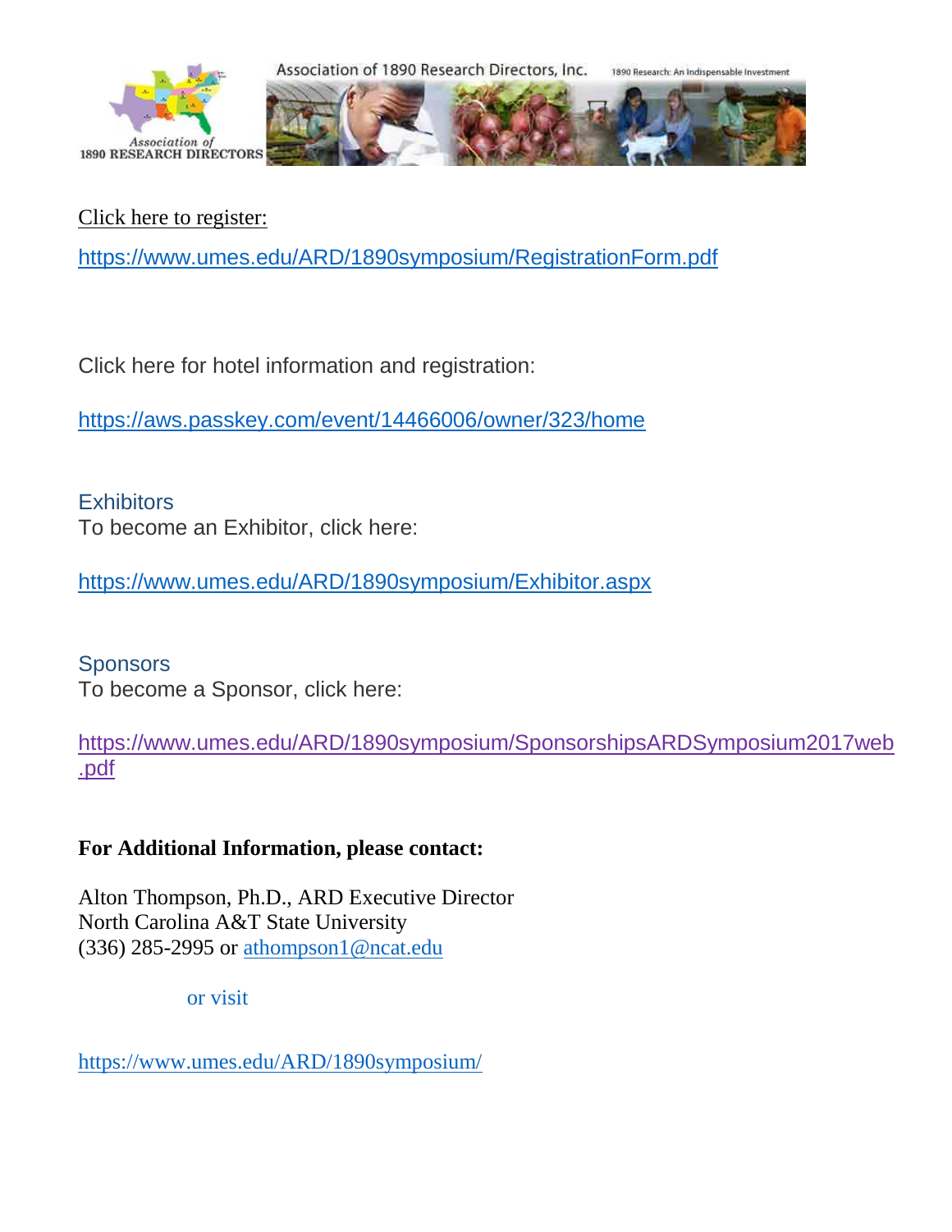Association of 1890 Research Directors, Inc. 1890 Research: An Indispensable Investment

Click here to register:

https://www.umes.edu/ARD/1890symposium/RegistrationForm.pdf

Click here for hotel information and registration:

https://aws.passkey.com/event/14466006/owner/323/home

Exhibitors

To become an Exhibitor, click here:

https://www.umes.edu/ARD/1890symposium/Exhibitor.aspx

Sponsors

To become a Sponsor, click here:

https://www.umes.edu/ARD/1890symposium/SponsorshipsARDSymposium2017web.pdf

**For Additional Information, please contact:**

Alton Thompson, Ph.D., ARD Executive Director
North Carolina A&T State University
(336) 285-2995 or athompson1@ncat.edu

or visit

https://www.umes.edu/ARD/1890symposium/